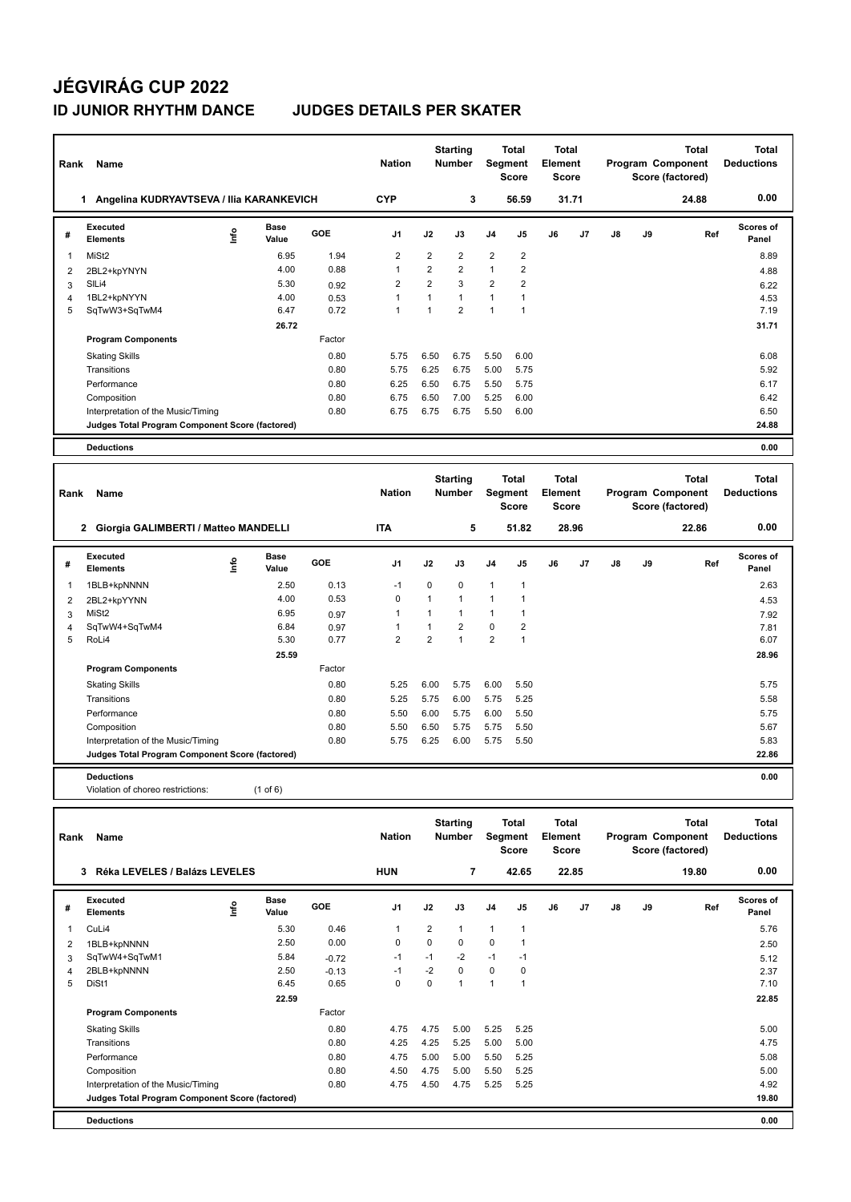# JÉGVIRÁG CUP 2022

## ID JUNIOR RHYTHM DANCE JUDGES DETAILS PER SKATER

| Rank | Name | Nation | Starting Number | Total Segment Score | Total Element Score | Total Program Component Score (factored) | Total Deductions |
|---|---|---|---|---|---|---|---|
| 1 | Angelina KUDRYAVTSEVA / Ilia KARANKEVICH | CYP | 3 | 56.59 | 31.71 | 24.88 | 0.00 |

| # | Executed Elements | Info | Base Value | GOE | J1 | J2 | J3 | J4 | J5 | J6 | J7 | J8 | J9 | Ref | Scores of Panel |
|---|---|---|---|---|---|---|---|---|---|---|---|---|---|---|---|
| 1 | MiSt2 | | 6.95 | 1.94 | 2 | 2 | 2 | 2 | 2 | | | | | | 8.89 |
| 2 | 2BL2+kpYNYN | | 4.00 | 0.88 | 1 | 2 | 2 | 1 | 2 | | | | | | 4.88 |
| 3 | SlLi4 | | 5.30 | 0.92 | 2 | 2 | 3 | 2 | 2 | | | | | | 6.22 |
| 4 | 1BL2+kpNYYN | | 4.00 | 0.53 | 1 | 1 | 1 | 1 | 1 | | | | | | 4.53 |
| 5 | SqTwW3+SqTwM4 | | 6.47 | 0.72 | 1 | 1 | 2 | 1 | 1 | | | | | | 7.19 |
| | | | 26.72 | | | | | | | | | | | | 31.71 |
| | **Program Components** | | | Factor | | | | | | | | | | | |
| | Skating Skills | | | 0.80 | 5.75 | 6.50 | 6.75 | 5.50 | 6.00 | | | | | | 6.08 |
| | Transitions | | | 0.80 | 5.75 | 6.25 | 6.75 | 5.00 | 5.75 | | | | | | 5.92 |
| | Performance | | | 0.80 | 6.25 | 6.50 | 6.75 | 5.50 | 5.75 | | | | | | 6.17 |
| | Composition | | | 0.80 | 6.75 | 6.50 | 7.00 | 5.25 | 6.00 | | | | | | 6.42 |
| | Interpretation of the Music/Timing | | | 0.80 | 6.75 | 6.75 | 6.75 | 5.50 | 6.00 | | | | | | 6.50 |
| | **Judges Total Program Component Score (factored)** | | | | | | | | | | | | | | 24.88 |
| | **Deductions** | | | | | | | | | | | | | | 0.00 |

| Rank | Name | Nation | Starting Number | Total Segment Score | Total Element Score | Total Program Component Score (factored) | Total Deductions |
|---|---|---|---|---|---|---|---|
| 2 | Giorgia GALIMBERTI / Matteo MANDELLI | ITA | 5 | 51.82 | 28.96 | 22.86 | 0.00 |

| # | Executed Elements | Info | Base Value | GOE | J1 | J2 | J3 | J4 | J5 | J6 | J7 | J8 | J9 | Ref | Scores of Panel |
|---|---|---|---|---|---|---|---|---|---|---|---|---|---|---|---|
| 1 | 1BLB+kpNNNN | | 2.50 | 0.13 | -1 | 0 | 0 | 1 | 1 | | | | | | 2.63 |
| 2 | 2BL2+kpYYNN | | 4.00 | 0.53 | 0 | 1 | 1 | 1 | 1 | | | | | | 4.53 |
| 3 | MiSt2 | | 6.95 | 0.97 | 1 | 1 | 1 | 1 | 1 | | | | | | 7.92 |
| 4 | SqTwW4+SqTwM4 | | 6.84 | 0.97 | 1 | 1 | 2 | 0 | 2 | | | | | | 7.81 |
| 5 | RoLi4 | | 5.30 | 0.77 | 2 | 2 | 1 | 2 | 1 | | | | | | 6.07 |
| | | | 25.59 | | | | | | | | | | | | 28.96 |
| | **Program Components** | | | Factor | | | | | | | | | | | |
| | Skating Skills | | | 0.80 | 5.25 | 6.00 | 5.75 | 6.00 | 5.50 | | | | | | 5.75 |
| | Transitions | | | 0.80 | 5.25 | 5.75 | 6.00 | 5.75 | 5.25 | | | | | | 5.58 |
| | Performance | | | 0.80 | 5.50 | 6.00 | 5.75 | 6.00 | 5.50 | | | | | | 5.75 |
| | Composition | | | 0.80 | 5.50 | 6.50 | 5.75 | 5.75 | 5.50 | | | | | | 5.67 |
| | Interpretation of the Music/Timing | | | 0.80 | 5.75 | 6.25 | 6.00 | 5.75 | 5.50 | | | | | | 5.83 |
| | **Judges Total Program Component Score (factored)** | | | | | | | | | | | | | | 22.86 |
| | **Deductions** | | | | | | | | | | | | | | 0.00 |
| | Violation of choreo restrictions: | | (1 of 6) | | | | | | | | | | | | |

| Rank | Name | Nation | Starting Number | Total Segment Score | Total Element Score | Total Program Component Score (factored) | Total Deductions |
|---|---|---|---|---|---|---|---|
| 3 | Réka LEVELES / Balázs LEVELES | HUN | 7 | 42.65 | 22.85 | 19.80 | 0.00 |

| # | Executed Elements | Info | Base Value | GOE | J1 | J2 | J3 | J4 | J5 | J6 | J7 | J8 | J9 | Ref | Scores of Panel |
|---|---|---|---|---|---|---|---|---|---|---|---|---|---|---|---|
| 1 | CuLi4 | | 5.30 | 0.46 | 1 | 2 | 1 | 1 | 1 | | | | | | 5.76 |
| 2 | 1BLB+kpNNNN | | 2.50 | 0.00 | 0 | 0 | 0 | 0 | 1 | | | | | | 2.50 |
| 3 | SqTwW4+SqTwM1 | | 5.84 | -0.72 | -1 | -1 | -2 | -1 | -1 | | | | | | 5.12 |
| 4 | 2BLB+kpNNNN | | 2.50 | -0.13 | -1 | -2 | 0 | 0 | 0 | | | | | | 2.37 |
| 5 | DiSt1 | | 6.45 | 0.65 | 0 | 0 | 1 | 1 | 1 | | | | | | 7.10 |
| | | | 22.59 | | | | | | | | | | | | 22.85 |
| | **Program Components** | | | Factor | | | | | | | | | | | |
| | Skating Skills | | | 0.80 | 4.75 | 4.75 | 5.00 | 5.25 | 5.25 | | | | | | 5.00 |
| | Transitions | | | 0.80 | 4.25 | 4.25 | 5.25 | 5.00 | 5.00 | | | | | | 4.75 |
| | Performance | | | 0.80 | 4.75 | 5.00 | 5.00 | 5.50 | 5.25 | | | | | | 5.08 |
| | Composition | | | 0.80 | 4.50 | 4.75 | 5.00 | 5.50 | 5.25 | | | | | | 5.00 |
| | Interpretation of the Music/Timing | | | 0.80 | 4.75 | 4.50 | 4.75 | 5.25 | 5.25 | | | | | | 4.92 |
| | **Judges Total Program Component Score (factored)** | | | | | | | | | | | | | | 19.80 |
| | **Deductions** | | | | | | | | | | | | | | 0.00 |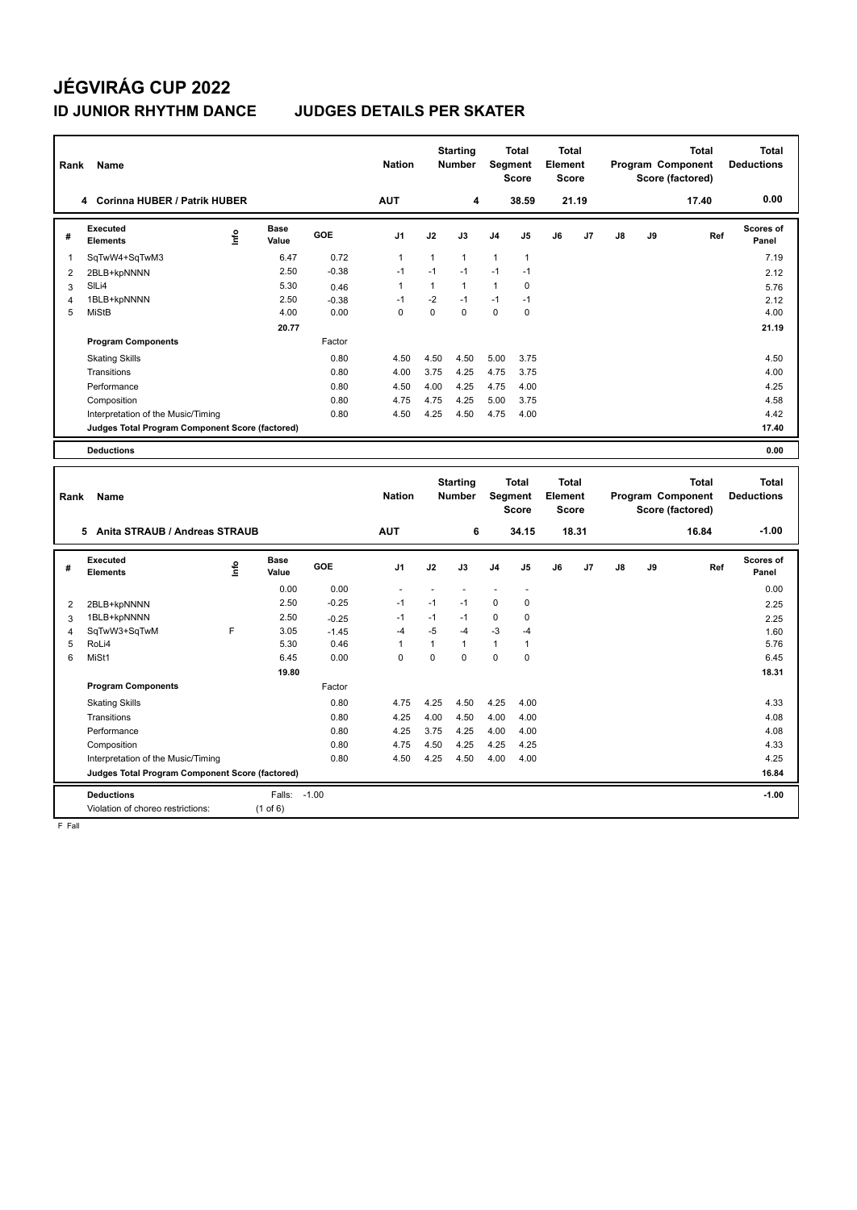# JÉGVIRÁG CUP 2022

## ID JUNIOR RHYTHM DANCE JUDGES DETAILS PER SKATER

| Rank | Name | Nation | Starting Number | Total Segment Score | Total Element Score | Total Program Component Score (factored) | Total Deductions |
|---|---|---|---|---|---|---|---|
| 4 | Corinna HUBER / Patrik HUBER | AUT | 4 | 38.59 | 21.19 | 17.40 | 0.00 |

| # | Executed Elements | Info | Base Value | GOE | J1 | J2 | J3 | J4 | J5 | J6 | J7 | J8 | J9 | Ref | Scores of Panel |
|---|---|---|---|---|---|---|---|---|---|---|---|---|---|---|---|
| 1 | SqTwW4+SqTwM3 | | 6.47 | 0.72 | 1 | 1 | 1 | 1 | 1 | | | | | | 7.19 |
| 2 | 2BLB+kpNNNN | | 2.50 | -0.38 | -1 | -1 | -1 | -1 | -1 | | | | | | 2.12 |
| 3 | SlLi4 | | 5.30 | 0.46 | 1 | 1 | 1 | 1 | 0 | | | | | | 5.76 |
| 4 | 1BLB+kpNNNN | | 2.50 | -0.38 | -1 | -2 | -1 | -1 | -1 | | | | | | 2.12 |
| 5 | MiStB | | 4.00 | 0.00 | 0 | 0 | 0 | 0 | 0 | | | | | | 4.00 |
| | | | 20.77 | | | | | | | | | | | | 21.19 |
| | **Program Components** | | | Factor | | | | | | | | | | | |
| | Skating Skills | | | 0.80 | 4.50 | 4.50 | 4.50 | 5.00 | 3.75 | | | | | | 4.50 |
| | Transitions | | | 0.80 | 4.00 | 3.75 | 4.25 | 4.75 | 3.75 | | | | | | 4.00 |
| | Performance | | | 0.80 | 4.50 | 4.00 | 4.25 | 4.75 | 4.00 | | | | | | 4.25 |
| | Composition | | | 0.80 | 4.75 | 4.75 | 4.25 | 5.00 | 3.75 | | | | | | 4.58 |
| | Interpretation of the Music/Timing | | | 0.80 | 4.50 | 4.25 | 4.50 | 4.75 | 4.00 | | | | | | 4.42 |
| | **Judges Total Program Component Score (factored)** | | | | | | | | | | | | | | 17.40 |
| | **Deductions** | | | | | | | | | | | | | | 0.00 |

| Rank | Name | Nation | Starting Number | Total Segment Score | Total Element Score | Total Program Component Score (factored) | Total Deductions |
|---|---|---|---|---|---|---|---|
| 5 | Anita STRAUB / Andreas STRAUB | AUT | 6 | 34.15 | 18.31 | 16.84 | -1.00 |

| # | Executed Elements | Info | Base Value | GOE | J1 | J2 | J3 | J4 | J5 | J6 | J7 | J8 | J9 | Ref | Scores of Panel |
|---|---|---|---|---|---|---|---|---|---|---|---|---|---|---|---|
| | | | 0.00 | 0.00 | - | - | - | - | - | | | | | | 0.00 |
| 2 | 2BLB+kpNNNN | | 2.50 | -0.25 | -1 | -1 | -1 | 0 | 0 | | | | | | 2.25 |
| 3 | 1BLB+kpNNNN | | 2.50 | -0.25 | -1 | -1 | -1 | 0 | 0 | | | | | | 2.25 |
| 4 | SqTwW3+SqTwM | F | 3.05 | -1.45 | -4 | -5 | -4 | -3 | -4 | | | | | | 1.60 |
| 5 | RoLi4 | | 5.30 | 0.46 | 1 | 1 | 1 | 1 | 1 | | | | | | 5.76 |
| 6 | MiSt1 | | 6.45 | 0.00 | 0 | 0 | 0 | 0 | 0 | | | | | | 6.45 |
| | | | 19.80 | | | | | | | | | | | | 18.31 |
| | **Program Components** | | | Factor | | | | | | | | | | | |
| | Skating Skills | | | 0.80 | 4.75 | 4.25 | 4.50 | 4.25 | 4.00 | | | | | | 4.33 |
| | Transitions | | | 0.80 | 4.25 | 4.00 | 4.50 | 4.00 | 4.00 | | | | | | 4.08 |
| | Performance | | | 0.80 | 4.25 | 3.75 | 4.25 | 4.00 | 4.00 | | | | | | 4.08 |
| | Composition | | | 0.80 | 4.75 | 4.50 | 4.25 | 4.25 | 4.25 | | | | | | 4.33 |
| | Interpretation of the Music/Timing | | | 0.80 | 4.50 | 4.25 | 4.50 | 4.00 | 4.00 | | | | | | 4.25 |
| | **Judges Total Program Component Score (factored)** | | | | | | | | | | | | | | 16.84 |
| | **Deductions** | | Falls: | -1.00 | | | | | | | | | | | -1.00 |
| | Violation of choreo restrictions: | | (1 of 6) | | | | | | | | | | | | |

F Fall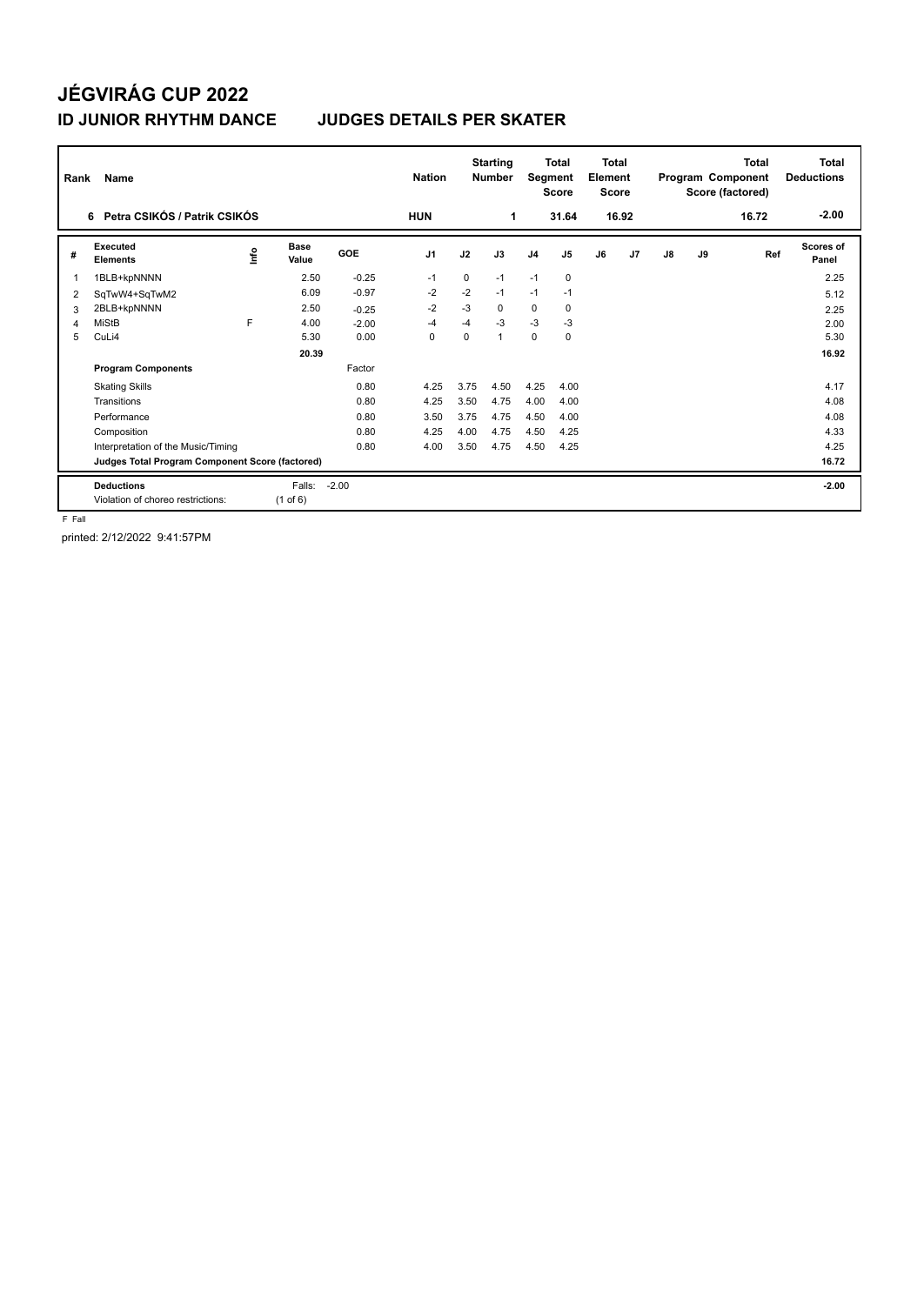# JÉGVIRÁG CUP 2022

## ID JUNIOR RHYTHM DANCE JUDGES DETAILS PER SKATER

| Rank | Name | Nation | Starting Number | Total Segment Score | Total Element Score | Total Program Component Score (factored) | Total Deductions |
|---|---|---|---|---|---|---|---|
| 6 | Petra CSIKÓS / Patrik CSIKÓS | HUN | 1 | 31.64 | 16.92 | 16.72 | -2.00 |

| # | Executed Elements | Info | Base Value | GOE | J1 | J2 | J3 | J4 | J5 | J6 | J7 | J8 | J9 | Ref | Scores of Panel |
|---|---|---|---|---|---|---|---|---|---|---|---|---|---|---|---|
| 1 | 1BLB+kpNNNN | | 2.50 | -0.25 | -1 | 0 | -1 | -1 | 0 | | | | | | 2.25 |
| 2 | SqTwW4+SqTwM2 | | 6.09 | -0.97 | -2 | -2 | -1 | -1 | -1 | | | | | | 5.12 |
| 3 | 2BLB+kpNNNN | | 2.50 | -0.25 | -2 | -3 | 0 | 0 | 0 | | | | | | 2.25 |
| 4 | MiStB | F | 4.00 | -2.00 | -4 | -4 | -3 | -3 | -3 | | | | | | 2.00 |
| 5 | CuLi4 | | 5.30 | 0.00 | 0 | 0 | 1 | 0 | 0 | | | | | | 5.30 |
| | | | 20.39 | | | | | | | | | | | | 16.92 |
| | **Program Components** | | | Factor | | | | | | | | | | | |
| | Skating Skills | | | 0.80 | 4.25 | 3.75 | 4.50 | 4.25 | 4.00 | | | | | | 4.17 |
| | Transitions | | | 0.80 | 4.25 | 3.50 | 4.75 | 4.00 | 4.00 | | | | | | 4.08 |
| | Performance | | | 0.80 | 3.50 | 3.75 | 4.75 | 4.50 | 4.00 | | | | | | 4.08 |
| | Composition | | | 0.80 | 4.25 | 4.00 | 4.75 | 4.50 | 4.25 | | | | | | 4.33 |
| | Interpretation of the Music/Timing | | | 0.80 | 4.00 | 3.50 | 4.75 | 4.50 | 4.25 | | | | | | 4.25 |
| | **Judges Total Program Component Score (factored)** | | | | | | | | | | | | | | 16.72 |
| | **Deductions** | | Falls: | -2.00 | | | | | | | | | | | -2.00 |
| | Violation of choreo restrictions: | | (1 of 6) | | | | | | | | | | | | |

F Fall

printed: 2/12/2022 9:41:57PM